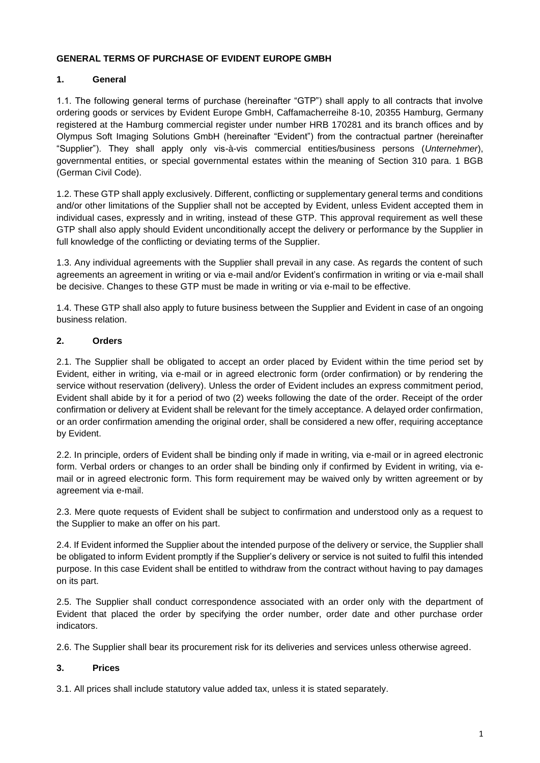**GENERAL TERMS OF PURCHASE OF EVIDENT EUROPE GMBH**

## 1. General

1.1. The following general terms of purchase (hereinafter "GTP") shall apply to all contracts that involve ordering goods or services by Evident Europe GmbH, Caffamacherreihe 8-10, 20355 Hamburg, Germany registered at the Hamburg commercial register under number HRB 170281 and its branch offices and by Olympus Soft Imaging Solutions GmbH (hereinafter "Evident") from the contractual partner (hereinafter "Supplier"). They shall apply only vis-à-vis commercial entities/business persons (*Unternehmer*), governmental entities, or special governmental estates within the meaning of Section 310 para. 1 BGB (German Civil Code).

1.2. These GTP shall apply exclusively. Different, conflicting or supplementary general terms and conditions and/or other limitations of the Supplier shall not be accepted by Evident, unless Evident accepted them in individual cases, expressly and in writing, instead of these GTP. This approval requirement as well these GTP shall also apply should Evident unconditionally accept the delivery or performance by the Supplier in full knowledge of the conflicting or deviating terms of the Supplier.

1.3. Any individual agreements with the Supplier shall prevail in any case. As regards the content of such agreements an agreement in writing or via e-mail and/or Evident's confirmation in writing or via e-mail shall be decisive. Changes to these GTP must be made in writing or via e-mail to be effective.

1.4. These GTP shall also apply to future business between the Supplier and Evident in case of an ongoing business relation.

## 2. Orders

2.1. The Supplier shall be obligated to accept an order placed by Evident within the time period set by Evident, either in writing, via e-mail or in agreed electronic form (order confirmation) or by rendering the service without reservation (delivery). Unless the order of Evident includes an express commitment period, Evident shall abide by it for a period of two (2) weeks following the date of the order. Receipt of the order confirmation or delivery at Evident shall be relevant for the timely acceptance. A delayed order confirmation, or an order confirmation amending the original order, shall be considered a new offer, requiring acceptance by Evident.

2.2. In principle, orders of Evident shall be binding only if made in writing, via e-mail or in agreed electronic form. Verbal orders or changes to an order shall be binding only if confirmed by Evident in writing, via e-mail or in agreed electronic form. This form requirement may be waived only by written agreement or by agreement via e-mail.

2.3. Mere quote requests of Evident shall be subject to confirmation and understood only as a request to the Supplier to make an offer on his part.

2.4. If Evident informed the Supplier about the intended purpose of the delivery or service, the Supplier shall be obligated to inform Evident promptly if the Supplier's delivery or service is not suited to fulfil this intended purpose. In this case Evident shall be entitled to withdraw from the contract without having to pay damages on its part.

2.5. The Supplier shall conduct correspondence associated with an order only with the department of Evident that placed the order by specifying the order number, order date and other purchase order indicators.

2.6. The Supplier shall bear its procurement risk for its deliveries and services unless otherwise agreed.

## 3. Prices

3.1. All prices shall include statutory value added tax, unless it is stated separately.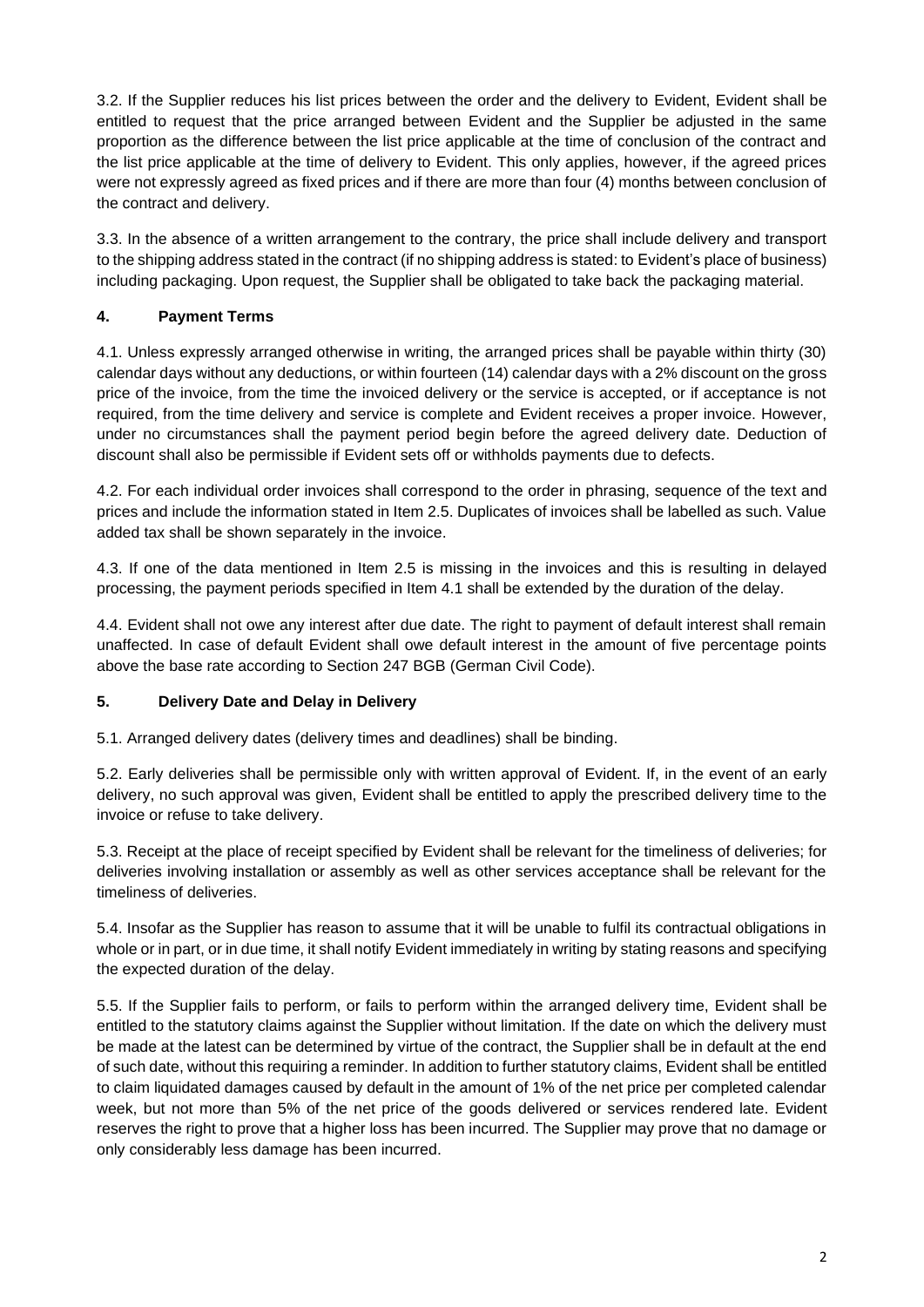3.2. If the Supplier reduces his list prices between the order and the delivery to Evident, Evident shall be entitled to request that the price arranged between Evident and the Supplier be adjusted in the same proportion as the difference between the list price applicable at the time of conclusion of the contract and the list price applicable at the time of delivery to Evident. This only applies, however, if the agreed prices were not expressly agreed as fixed prices and if there are more than four (4) months between conclusion of the contract and delivery.

3.3. In the absence of a written arrangement to the contrary, the price shall include delivery and transport to the shipping address stated in the contract (if no shipping address is stated: to Evident's place of business) including packaging. Upon request, the Supplier shall be obligated to take back the packaging material.

## 4. Payment Terms

4.1. Unless expressly arranged otherwise in writing, the arranged prices shall be payable within thirty (30) calendar days without any deductions, or within fourteen (14) calendar days with a 2% discount on the gross price of the invoice, from the time the invoiced delivery or the service is accepted, or if acceptance is not required, from the time delivery and service is complete and Evident receives a proper invoice. However, under no circumstances shall the payment period begin before the agreed delivery date. Deduction of discount shall also be permissible if Evident sets off or withholds payments due to defects.

4.2. For each individual order invoices shall correspond to the order in phrasing, sequence of the text and prices and include the information stated in Item 2.5. Duplicates of invoices shall be labelled as such. Value added tax shall be shown separately in the invoice.

4.3. If one of the data mentioned in Item 2.5 is missing in the invoices and this is resulting in delayed processing, the payment periods specified in Item 4.1 shall be extended by the duration of the delay.

4.4. Evident shall not owe any interest after due date. The right to payment of default interest shall remain unaffected. In case of default Evident shall owe default interest in the amount of five percentage points above the base rate according to Section 247 BGB (German Civil Code).

## 5. Delivery Date and Delay in Delivery

5.1. Arranged delivery dates (delivery times and deadlines) shall be binding.

5.2. Early deliveries shall be permissible only with written approval of Evident. If, in the event of an early delivery, no such approval was given, Evident shall be entitled to apply the prescribed delivery time to the invoice or refuse to take delivery.

5.3. Receipt at the place of receipt specified by Evident shall be relevant for the timeliness of deliveries; for deliveries involving installation or assembly as well as other services acceptance shall be relevant for the timeliness of deliveries.

5.4. Insofar as the Supplier has reason to assume that it will be unable to fulfil its contractual obligations in whole or in part, or in due time, it shall notify Evident immediately in writing by stating reasons and specifying the expected duration of the delay.

5.5. If the Supplier fails to perform, or fails to perform within the arranged delivery time, Evident shall be entitled to the statutory claims against the Supplier without limitation. If the date on which the delivery must be made at the latest can be determined by virtue of the contract, the Supplier shall be in default at the end of such date, without this requiring a reminder. In addition to further statutory claims, Evident shall be entitled to claim liquidated damages caused by default in the amount of 1% of the net price per completed calendar week, but not more than 5% of the net price of the goods delivered or services rendered late. Evident reserves the right to prove that a higher loss has been incurred. The Supplier may prove that no damage or only considerably less damage has been incurred.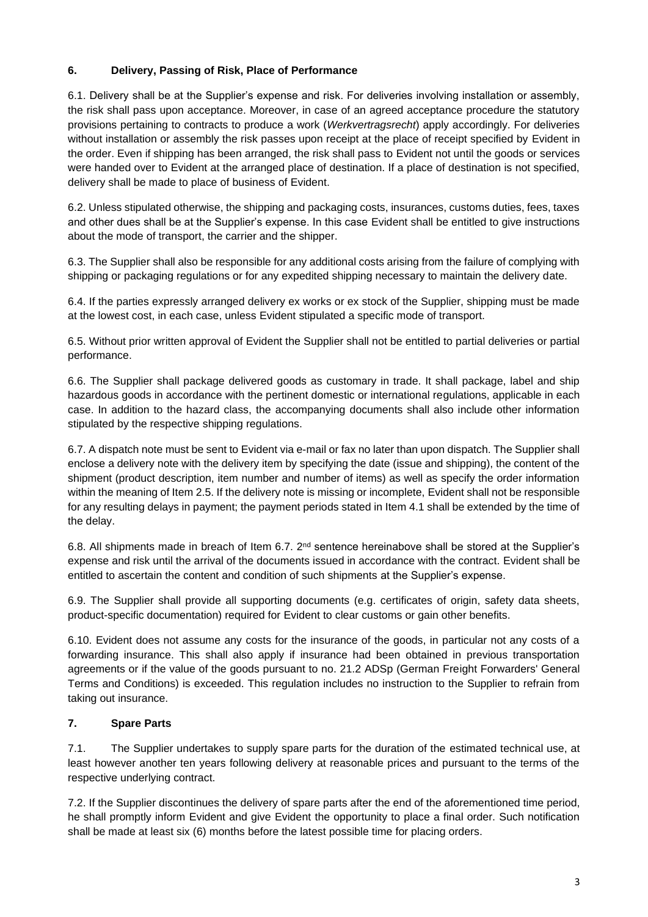## 6. Delivery, Passing of Risk, Place of Performance

6.1. Delivery shall be at the Supplier's expense and risk. For deliveries involving installation or assembly, the risk shall pass upon acceptance. Moreover, in case of an agreed acceptance procedure the statutory provisions pertaining to contracts to produce a work (*Werkvertragsrecht*) apply accordingly. For deliveries without installation or assembly the risk passes upon receipt at the place of receipt specified by Evident in the order. Even if shipping has been arranged, the risk shall pass to Evident not until the goods or services were handed over to Evident at the arranged place of destination. If a place of destination is not specified, delivery shall be made to place of business of Evident.

6.2. Unless stipulated otherwise, the shipping and packaging costs, insurances, customs duties, fees, taxes and other dues shall be at the Supplier's expense. In this case Evident shall be entitled to give instructions about the mode of transport, the carrier and the shipper.

6.3. The Supplier shall also be responsible for any additional costs arising from the failure of complying with shipping or packaging regulations or for any expedited shipping necessary to maintain the delivery date.

6.4. If the parties expressly arranged delivery ex works or ex stock of the Supplier, shipping must be made at the lowest cost, in each case, unless Evident stipulated a specific mode of transport.

6.5. Without prior written approval of Evident the Supplier shall not be entitled to partial deliveries or partial performance.

6.6. The Supplier shall package delivered goods as customary in trade. It shall package, label and ship hazardous goods in accordance with the pertinent domestic or international regulations, applicable in each case. In addition to the hazard class, the accompanying documents shall also include other information stipulated by the respective shipping regulations.

6.7. A dispatch note must be sent to Evident via e-mail or fax no later than upon dispatch. The Supplier shall enclose a delivery note with the delivery item by specifying the date (issue and shipping), the content of the shipment (product description, item number and number of items) as well as specify the order information within the meaning of Item 2.5. If the delivery note is missing or incomplete, Evident shall not be responsible for any resulting delays in payment; the payment periods stated in Item 4.1 shall be extended by the time of the delay.

6.8. All shipments made in breach of Item 6.7. 2nd sentence hereinabove shall be stored at the Supplier's expense and risk until the arrival of the documents issued in accordance with the contract. Evident shall be entitled to ascertain the content and condition of such shipments at the Supplier's expense.

6.9. The Supplier shall provide all supporting documents (e.g. certificates of origin, safety data sheets, product-specific documentation) required for Evident to clear customs or gain other benefits.

6.10. Evident does not assume any costs for the insurance of the goods, in particular not any costs of a forwarding insurance. This shall also apply if insurance had been obtained in previous transportation agreements or if the value of the goods pursuant to no. 21.2 ADSp (German Freight Forwarders' General Terms and Conditions) is exceeded. This regulation includes no instruction to the Supplier to refrain from taking out insurance.

## 7. Spare Parts

7.1. The Supplier undertakes to supply spare parts for the duration of the estimated technical use, at least however another ten years following delivery at reasonable prices and pursuant to the terms of the respective underlying contract.

7.2. If the Supplier discontinues the delivery of spare parts after the end of the aforementioned time period, he shall promptly inform Evident and give Evident the opportunity to place a final order. Such notification shall be made at least six (6) months before the latest possible time for placing orders.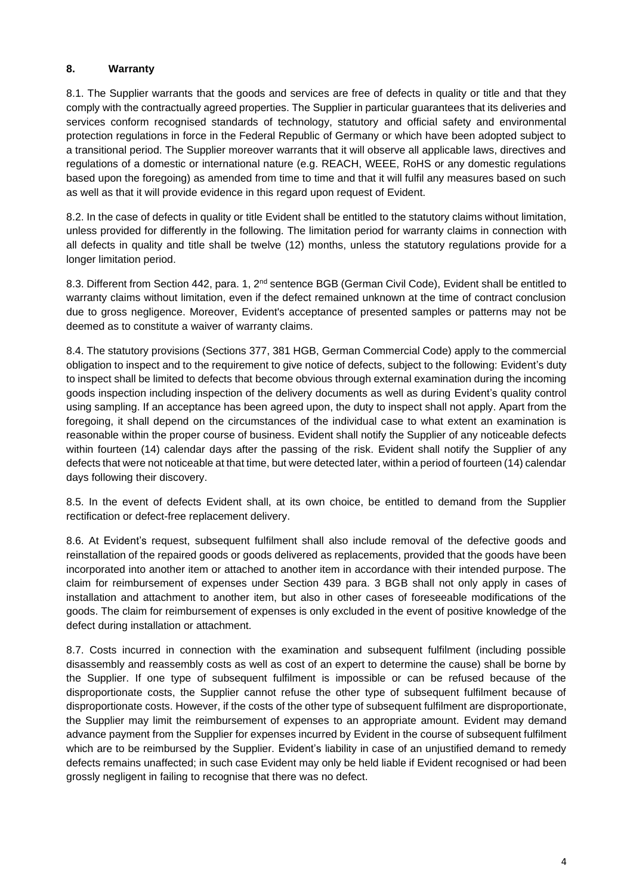## 8. Warranty

8.1. The Supplier warrants that the goods and services are free of defects in quality or title and that they comply with the contractually agreed properties. The Supplier in particular guarantees that its deliveries and services conform recognised standards of technology, statutory and official safety and environmental protection regulations in force in the Federal Republic of Germany or which have been adopted subject to a transitional period. The Supplier moreover warrants that it will observe all applicable laws, directives and regulations of a domestic or international nature (e.g. REACH, WEEE, RoHS or any domestic regulations based upon the foregoing) as amended from time to time and that it will fulfil any measures based on such as well as that it will provide evidence in this regard upon request of Evident.

8.2. In the case of defects in quality or title Evident shall be entitled to the statutory claims without limitation, unless provided for differently in the following. The limitation period for warranty claims in connection with all defects in quality and title shall be twelve (12) months, unless the statutory regulations provide for a longer limitation period.

8.3. Different from Section 442, para. 1, 2nd sentence BGB (German Civil Code), Evident shall be entitled to warranty claims without limitation, even if the defect remained unknown at the time of contract conclusion due to gross negligence. Moreover, Evident's acceptance of presented samples or patterns may not be deemed as to constitute a waiver of warranty claims.

8.4. The statutory provisions (Sections 377, 381 HGB, German Commercial Code) apply to the commercial obligation to inspect and to the requirement to give notice of defects, subject to the following: Evident's duty to inspect shall be limited to defects that become obvious through external examination during the incoming goods inspection including inspection of the delivery documents as well as during Evident's quality control using sampling. If an acceptance has been agreed upon, the duty to inspect shall not apply. Apart from the foregoing, it shall depend on the circumstances of the individual case to what extent an examination is reasonable within the proper course of business. Evident shall notify the Supplier of any noticeable defects within fourteen (14) calendar days after the passing of the risk. Evident shall notify the Supplier of any defects that were not noticeable at that time, but were detected later, within a period of fourteen (14) calendar days following their discovery.

8.5. In the event of defects Evident shall, at its own choice, be entitled to demand from the Supplier rectification or defect-free replacement delivery.

8.6. At Evident's request, subsequent fulfilment shall also include removal of the defective goods and reinstallation of the repaired goods or goods delivered as replacements, provided that the goods have been incorporated into another item or attached to another item in accordance with their intended purpose. The claim for reimbursement of expenses under Section 439 para. 3 BGB shall not only apply in cases of installation and attachment to another item, but also in other cases of foreseeable modifications of the goods. The claim for reimbursement of expenses is only excluded in the event of positive knowledge of the defect during installation or attachment.

8.7. Costs incurred in connection with the examination and subsequent fulfilment (including possible disassembly and reassembly costs as well as cost of an expert to determine the cause) shall be borne by the Supplier. If one type of subsequent fulfilment is impossible or can be refused because of the disproportionate costs, the Supplier cannot refuse the other type of subsequent fulfilment because of disproportionate costs. However, if the costs of the other type of subsequent fulfilment are disproportionate, the Supplier may limit the reimbursement of expenses to an appropriate amount. Evident may demand advance payment from the Supplier for expenses incurred by Evident in the course of subsequent fulfilment which are to be reimbursed by the Supplier. Evident's liability in case of an unjustified demand to remedy defects remains unaffected; in such case Evident may only be held liable if Evident recognised or had been grossly negligent in failing to recognise that there was no defect.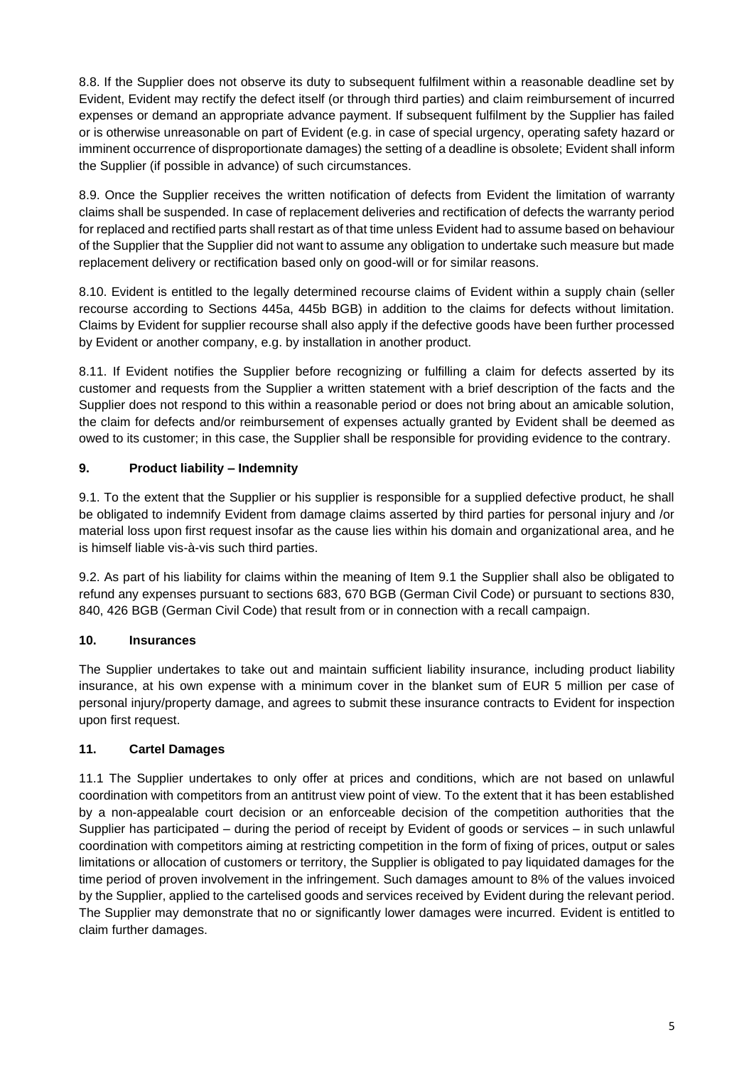8.8. If the Supplier does not observe its duty to subsequent fulfilment within a reasonable deadline set by Evident, Evident may rectify the defect itself (or through third parties) and claim reimbursement of incurred expenses or demand an appropriate advance payment. If subsequent fulfilment by the Supplier has failed or is otherwise unreasonable on part of Evident (e.g. in case of special urgency, operating safety hazard or imminent occurrence of disproportionate damages) the setting of a deadline is obsolete; Evident shall inform the Supplier (if possible in advance) of such circumstances.

8.9. Once the Supplier receives the written notification of defects from Evident the limitation of warranty claims shall be suspended. In case of replacement deliveries and rectification of defects the warranty period for replaced and rectified parts shall restart as of that time unless Evident had to assume based on behaviour of the Supplier that the Supplier did not want to assume any obligation to undertake such measure but made replacement delivery or rectification based only on good-will or for similar reasons.

8.10. Evident is entitled to the legally determined recourse claims of Evident within a supply chain (seller recourse according to Sections 445a, 445b BGB) in addition to the claims for defects without limitation. Claims by Evident for supplier recourse shall also apply if the defective goods have been further processed by Evident or another company, e.g. by installation in another product.

8.11. If Evident notifies the Supplier before recognizing or fulfilling a claim for defects asserted by its customer and requests from the Supplier a written statement with a brief description of the facts and the Supplier does not respond to this within a reasonable period or does not bring about an amicable solution, the claim for defects and/or reimbursement of expenses actually granted by Evident shall be deemed as owed to its customer; in this case, the Supplier shall be responsible for providing evidence to the contrary.

## 9. Product liability – Indemnity

9.1. To the extent that the Supplier or his supplier is responsible for a supplied defective product, he shall be obligated to indemnify Evident from damage claims asserted by third parties for personal injury and /or material loss upon first request insofar as the cause lies within his domain and organizational area, and he is himself liable vis-à-vis such third parties.

9.2. As part of his liability for claims within the meaning of Item 9.1 the Supplier shall also be obligated to refund any expenses pursuant to sections 683, 670 BGB (German Civil Code) or pursuant to sections 830, 840, 426 BGB (German Civil Code) that result from or in connection with a recall campaign.

## 10. Insurances

The Supplier undertakes to take out and maintain sufficient liability insurance, including product liability insurance, at his own expense with a minimum cover in the blanket sum of EUR 5 million per case of personal injury/property damage, and agrees to submit these insurance contracts to Evident for inspection upon first request.

## 11. Cartel Damages

11.1 The Supplier undertakes to only offer at prices and conditions, which are not based on unlawful coordination with competitors from an antitrust view point of view. To the extent that it has been established by a non-appealable court decision or an enforceable decision of the competition authorities that the Supplier has participated – during the period of receipt by Evident of goods or services – in such unlawful coordination with competitors aiming at restricting competition in the form of fixing of prices, output or sales limitations or allocation of customers or territory, the Supplier is obligated to pay liquidated damages for the time period of proven involvement in the infringement. Such damages amount to 8% of the values invoiced by the Supplier, applied to the cartelised goods and services received by Evident during the relevant period. The Supplier may demonstrate that no or significantly lower damages were incurred. Evident is entitled to claim further damages.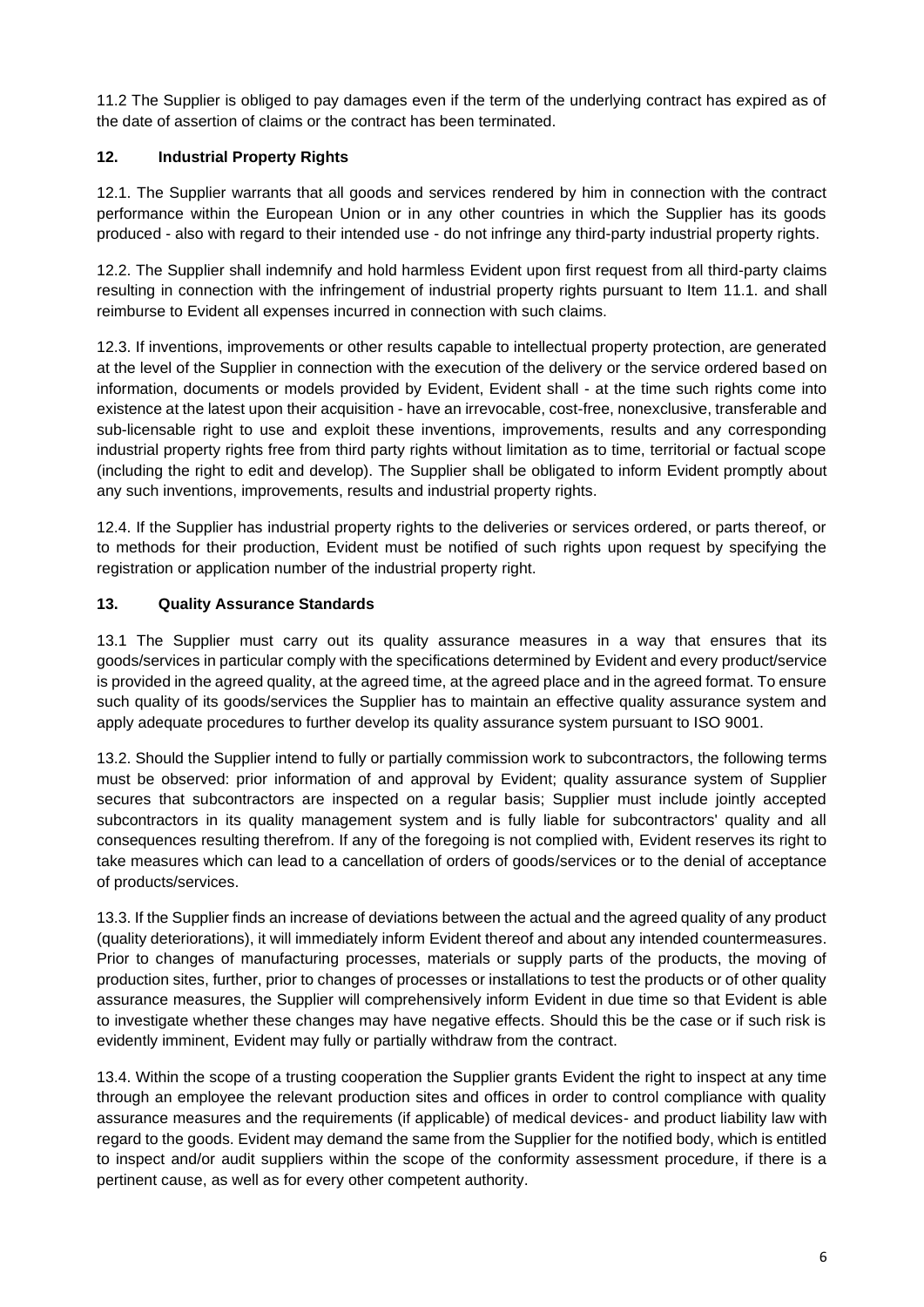11.2 The Supplier is obliged to pay damages even if the term of the underlying contract has expired as of the date of assertion of claims or the contract has been terminated.

## 12. Industrial Property Rights

12.1. The Supplier warrants that all goods and services rendered by him in connection with the contract performance within the European Union or in any other countries in which the Supplier has its goods produced - also with regard to their intended use - do not infringe any third-party industrial property rights.

12.2. The Supplier shall indemnify and hold harmless Evident upon first request from all third-party claims resulting in connection with the infringement of industrial property rights pursuant to Item 11.1. and shall reimburse to Evident all expenses incurred in connection with such claims.

12.3. If inventions, improvements or other results capable to intellectual property protection, are generated at the level of the Supplier in connection with the execution of the delivery or the service ordered based on information, documents or models provided by Evident, Evident shall - at the time such rights come into existence at the latest upon their acquisition - have an irrevocable, cost-free, nonexclusive, transferable and sub-licensable right to use and exploit these inventions, improvements, results and any corresponding industrial property rights free from third party rights without limitation as to time, territorial or factual scope (including the right to edit and develop). The Supplier shall be obligated to inform Evident promptly about any such inventions, improvements, results and industrial property rights.

12.4. If the Supplier has industrial property rights to the deliveries or services ordered, or parts thereof, or to methods for their production, Evident must be notified of such rights upon request by specifying the registration or application number of the industrial property right.

## 13. Quality Assurance Standards

13.1 The Supplier must carry out its quality assurance measures in a way that ensures that its goods/services in particular comply with the specifications determined by Evident and every product/service is provided in the agreed quality, at the agreed time, at the agreed place and in the agreed format. To ensure such quality of its goods/services the Supplier has to maintain an effective quality assurance system and apply adequate procedures to further develop its quality assurance system pursuant to ISO 9001.

13.2. Should the Supplier intend to fully or partially commission work to subcontractors, the following terms must be observed: prior information of and approval by Evident; quality assurance system of Supplier secures that subcontractors are inspected on a regular basis; Supplier must include jointly accepted subcontractors in its quality management system and is fully liable for subcontractors' quality and all consequences resulting therefrom. If any of the foregoing is not complied with, Evident reserves its right to take measures which can lead to a cancellation of orders of goods/services or to the denial of acceptance of products/services.

13.3. If the Supplier finds an increase of deviations between the actual and the agreed quality of any product (quality deteriorations), it will immediately inform Evident thereof and about any intended countermeasures. Prior to changes of manufacturing processes, materials or supply parts of the products, the moving of production sites, further, prior to changes of processes or installations to test the products or of other quality assurance measures, the Supplier will comprehensively inform Evident in due time so that Evident is able to investigate whether these changes may have negative effects. Should this be the case or if such risk is evidently imminent, Evident may fully or partially withdraw from the contract.

13.4. Within the scope of a trusting cooperation the Supplier grants Evident the right to inspect at any time through an employee the relevant production sites and offices in order to control compliance with quality assurance measures and the requirements (if applicable) of medical devices- and product liability law with regard to the goods. Evident may demand the same from the Supplier for the notified body, which is entitled to inspect and/or audit suppliers within the scope of the conformity assessment procedure, if there is a pertinent cause, as well as for every other competent authority.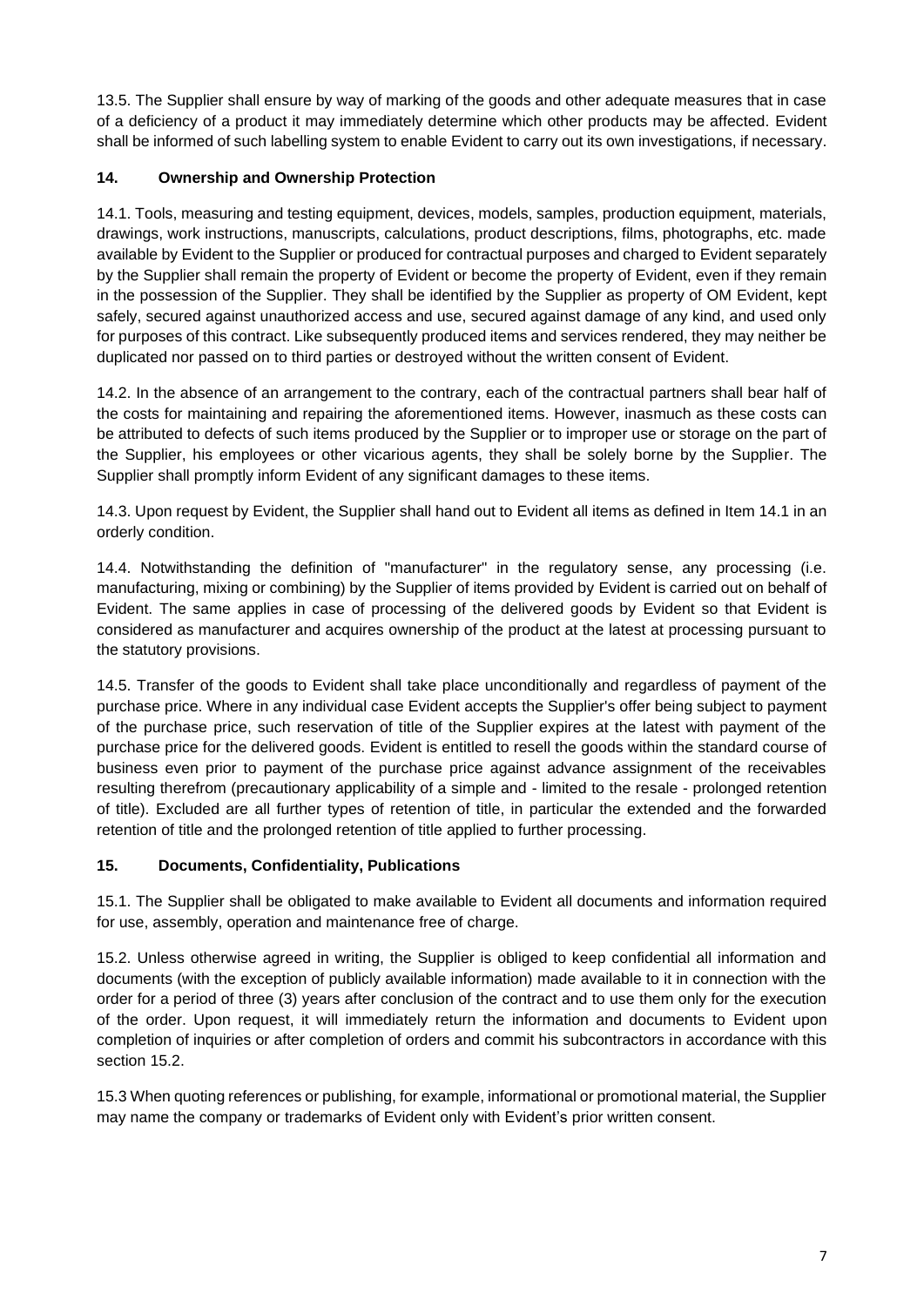13.5. The Supplier shall ensure by way of marking of the goods and other adequate measures that in case of a deficiency of a product it may immediately determine which other products may be affected. Evident shall be informed of such labelling system to enable Evident to carry out its own investigations, if necessary.

## 14. Ownership and Ownership Protection

14.1. Tools, measuring and testing equipment, devices, models, samples, production equipment, materials, drawings, work instructions, manuscripts, calculations, product descriptions, films, photographs, etc. made available by Evident to the Supplier or produced for contractual purposes and charged to Evident separately by the Supplier shall remain the property of Evident or become the property of Evident, even if they remain in the possession of the Supplier. They shall be identified by the Supplier as property of OM Evident, kept safely, secured against unauthorized access and use, secured against damage of any kind, and used only for purposes of this contract. Like subsequently produced items and services rendered, they may neither be duplicated nor passed on to third parties or destroyed without the written consent of Evident.

14.2. In the absence of an arrangement to the contrary, each of the contractual partners shall bear half of the costs for maintaining and repairing the aforementioned items. However, inasmuch as these costs can be attributed to defects of such items produced by the Supplier or to improper use or storage on the part of the Supplier, his employees or other vicarious agents, they shall be solely borne by the Supplier. The Supplier shall promptly inform Evident of any significant damages to these items.

14.3. Upon request by Evident, the Supplier shall hand out to Evident all items as defined in Item 14.1 in an orderly condition.

14.4. Notwithstanding the definition of "manufacturer" in the regulatory sense, any processing (i.e. manufacturing, mixing or combining) by the Supplier of items provided by Evident is carried out on behalf of Evident. The same applies in case of processing of the delivered goods by Evident so that Evident is considered as manufacturer and acquires ownership of the product at the latest at processing pursuant to the statutory provisions.

14.5. Transfer of the goods to Evident shall take place unconditionally and regardless of payment of the purchase price. Where in any individual case Evident accepts the Supplier's offer being subject to payment of the purchase price, such reservation of title of the Supplier expires at the latest with payment of the purchase price for the delivered goods. Evident is entitled to resell the goods within the standard course of business even prior to payment of the purchase price against advance assignment of the receivables resulting therefrom (precautionary applicability of a simple and - limited to the resale - prolonged retention of title). Excluded are all further types of retention of title, in particular the extended and the forwarded retention of title and the prolonged retention of title applied to further processing.

## 15. Documents, Confidentiality, Publications

15.1. The Supplier shall be obligated to make available to Evident all documents and information required for use, assembly, operation and maintenance free of charge.

15.2. Unless otherwise agreed in writing, the Supplier is obliged to keep confidential all information and documents (with the exception of publicly available information) made available to it in connection with the order for a period of three (3) years after conclusion of the contract and to use them only for the execution of the order. Upon request, it will immediately return the information and documents to Evident upon completion of inquiries or after completion of orders and commit his subcontractors in accordance with this section 15.2.

15.3 When quoting references or publishing, for example, informational or promotional material, the Supplier may name the company or trademarks of Evident only with Evident's prior written consent.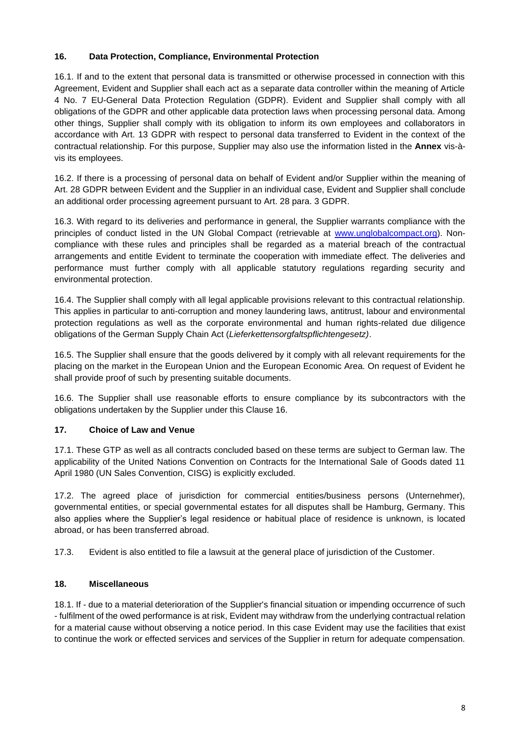## 16. Data Protection, Compliance, Environmental Protection

16.1. If and to the extent that personal data is transmitted or otherwise processed in connection with this Agreement, Evident and Supplier shall each act as a separate data controller within the meaning of Article 4 No. 7 EU-General Data Protection Regulation (GDPR). Evident and Supplier shall comply with all obligations of the GDPR and other applicable data protection laws when processing personal data. Among other things, Supplier shall comply with its obligation to inform its own employees and collaborators in accordance with Art. 13 GDPR with respect to personal data transferred to Evident in the context of the contractual relationship. For this purpose, Supplier may also use the information listed in the **Annex** vis-à-vis its employees.

16.2. If there is a processing of personal data on behalf of Evident and/or Supplier within the meaning of Art. 28 GDPR between Evident and the Supplier in an individual case, Evident and Supplier shall conclude an additional order processing agreement pursuant to Art. 28 para. 3 GDPR.

16.3. With regard to its deliveries and performance in general, the Supplier warrants compliance with the principles of conduct listed in the UN Global Compact (retrievable at [www.unglobalcompact.org](http://www.unglobalcompact.org)). Non-compliance with these rules and principles shall be regarded as a material breach of the contractual arrangements and entitle Evident to terminate the cooperation with immediate effect. The deliveries and performance must further comply with all applicable statutory regulations regarding security and environmental protection.

16.4. The Supplier shall comply with all legal applicable provisions relevant to this contractual relationship. This applies in particular to anti-corruption and money laundering laws, antitrust, labour and environmental protection regulations as well as the corporate environmental and human rights-related due diligence obligations of the German Supply Chain Act (*Lieferkettensorgfaltspflichtengesetz)*.

16.5. The Supplier shall ensure that the goods delivered by it comply with all relevant requirements for the placing on the market in the European Union and the European Economic Area. On request of Evident he shall provide proof of such by presenting suitable documents.

16.6. The Supplier shall use reasonable efforts to ensure compliance by its subcontractors with the obligations undertaken by the Supplier under this Clause 16.

## 17. Choice of Law and Venue

17.1. These GTP as well as all contracts concluded based on these terms are subject to German law. The applicability of the United Nations Convention on Contracts for the International Sale of Goods dated 11 April 1980 (UN Sales Convention, CISG) is explicitly excluded.

17.2. The agreed place of jurisdiction for commercial entities/business persons (Unternehmer), governmental entities, or special governmental estates for all disputes shall be Hamburg, Germany. This also applies where the Supplier's legal residence or habitual place of residence is unknown, is located abroad, or has been transferred abroad.

17.3. Evident is also entitled to file a lawsuit at the general place of jurisdiction of the Customer.

## 18. Miscellaneous

18.1. If - due to a material deterioration of the Supplier's financial situation or impending occurrence of such - fulfilment of the owed performance is at risk, Evident may withdraw from the underlying contractual relation for a material cause without observing a notice period. In this case Evident may use the facilities that exist to continue the work or effected services and services of the Supplier in return for adequate compensation.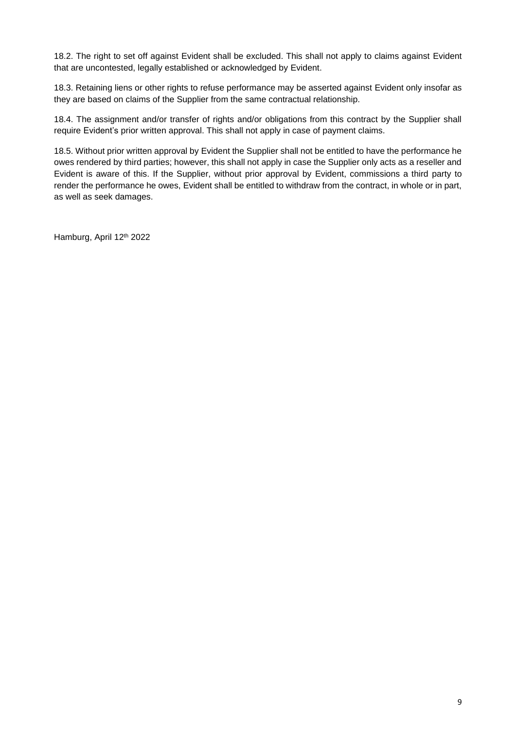18.2. The right to set off against Evident shall be excluded. This shall not apply to claims against Evident that are uncontested, legally established or acknowledged by Evident.

18.3. Retaining liens or other rights to refuse performance may be asserted against Evident only insofar as they are based on claims of the Supplier from the same contractual relationship.

18.4. The assignment and/or transfer of rights and/or obligations from this contract by the Supplier shall require Evident's prior written approval. This shall not apply in case of payment claims.

18.5. Without prior written approval by Evident the Supplier shall not be entitled to have the performance he owes rendered by third parties; however, this shall not apply in case the Supplier only acts as a reseller and Evident is aware of this. If the Supplier, without prior approval by Evident, commissions a third party to render the performance he owes, Evident shall be entitled to withdraw from the contract, in whole or in part, as well as seek damages.

Hamburg, April 12th 2022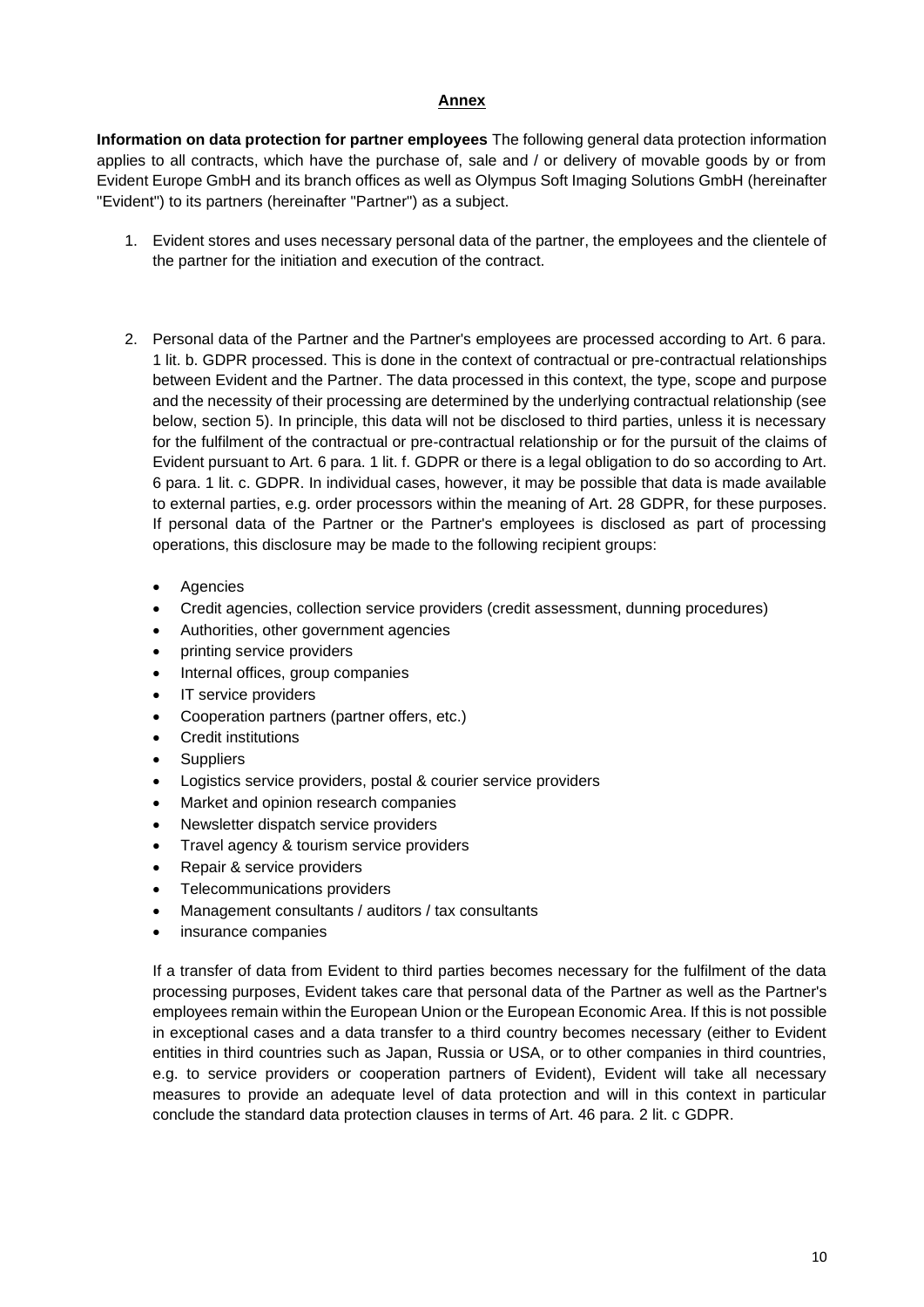## Annex

**Information on data protection for partner employees** The following general data protection information applies to all contracts, which have the purchase of, sale and / or delivery of movable goods by or from Evident Europe GmbH and its branch offices as well as Olympus Soft Imaging Solutions GmbH (hereinafter "Evident") to its partners (hereinafter "Partner") as a subject.

1. Evident stores and uses necessary personal data of the partner, the employees and the clientele of the partner for the initiation and execution of the contract.

2. Personal data of the Partner and the Partner's employees are processed according to Art. 6 para. 1 lit. b. GDPR processed. This is done in the context of contractual or pre-contractual relationships between Evident and the Partner. The data processed in this context, the type, scope and purpose and the necessity of their processing are determined by the underlying contractual relationship (see below, section 5). In principle, this data will not be disclosed to third parties, unless it is necessary for the fulfilment of the contractual or pre-contractual relationship or for the pursuit of the claims of Evident pursuant to Art. 6 para. 1 lit. f. GDPR or there is a legal obligation to do so according to Art. 6 para. 1 lit. c. GDPR. In individual cases, however, it may be possible that data is made available to external parties, e.g. order processors within the meaning of Art. 28 GDPR, for these purposes. If personal data of the Partner or the Partner's employees is disclosed as part of processing operations, this disclosure may be made to the following recipient groups:

   - Agencies
   - Credit agencies, collection service providers (credit assessment, dunning procedures)
   - Authorities, other government agencies
   - printing service providers
   - Internal offices, group companies
   - IT service providers
   - Cooperation partners (partner offers, etc.)
   - Credit institutions
   - Suppliers
   - Logistics service providers, postal & courier service providers
   - Market and opinion research companies
   - Newsletter dispatch service providers
   - Travel agency & tourism service providers
   - Repair & service providers
   - Telecommunications providers
   - Management consultants / auditors / tax consultants
   - insurance companies

   If a transfer of data from Evident to third parties becomes necessary for the fulfilment of the data processing purposes, Evident takes care that personal data of the Partner as well as the Partner's employees remain within the European Union or the European Economic Area. If this is not possible in exceptional cases and a data transfer to a third country becomes necessary (either to Evident entities in third countries such as Japan, Russia or USA, or to other companies in third countries, e.g. to service providers or cooperation partners of Evident), Evident will take all necessary measures to provide an adequate level of data protection and will in this context in particular conclude the standard data protection clauses in terms of Art. 46 para. 2 lit. c GDPR.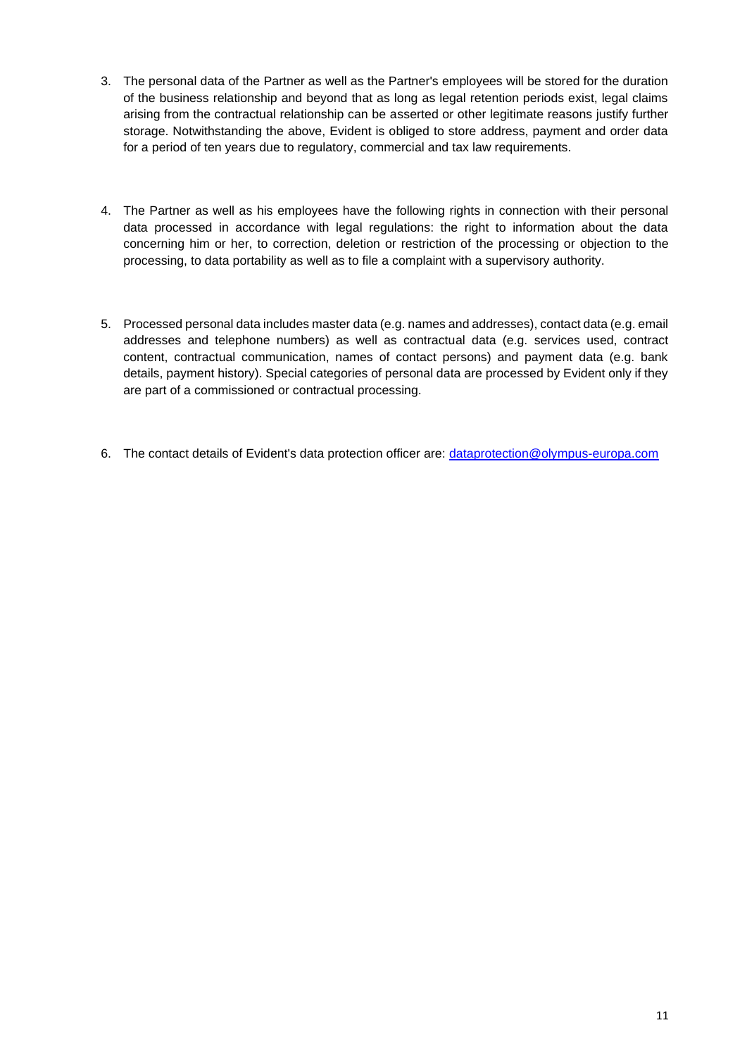3. The personal data of the Partner as well as the Partner's employees will be stored for the duration of the business relationship and beyond that as long as legal retention periods exist, legal claims arising from the contractual relationship can be asserted or other legitimate reasons justify further storage. Notwithstanding the above, Evident is obliged to store address, payment and order data for a period of ten years due to regulatory, commercial and tax law requirements.

4. The Partner as well as his employees have the following rights in connection with their personal data processed in accordance with legal regulations: the right to information about the data concerning him or her, to correction, deletion or restriction of the processing or objection to the processing, to data portability as well as to file a complaint with a supervisory authority.

5. Processed personal data includes master data (e.g. names and addresses), contact data (e.g. email addresses and telephone numbers) as well as contractual data (e.g. services used, contract content, contractual communication, names of contact persons) and payment data (e.g. bank details, payment history). Special categories of personal data are processed by Evident only if they are part of a commissioned or contractual processing.

6. The contact details of Evident's data protection officer are: dataprotection@olympus-europa.com